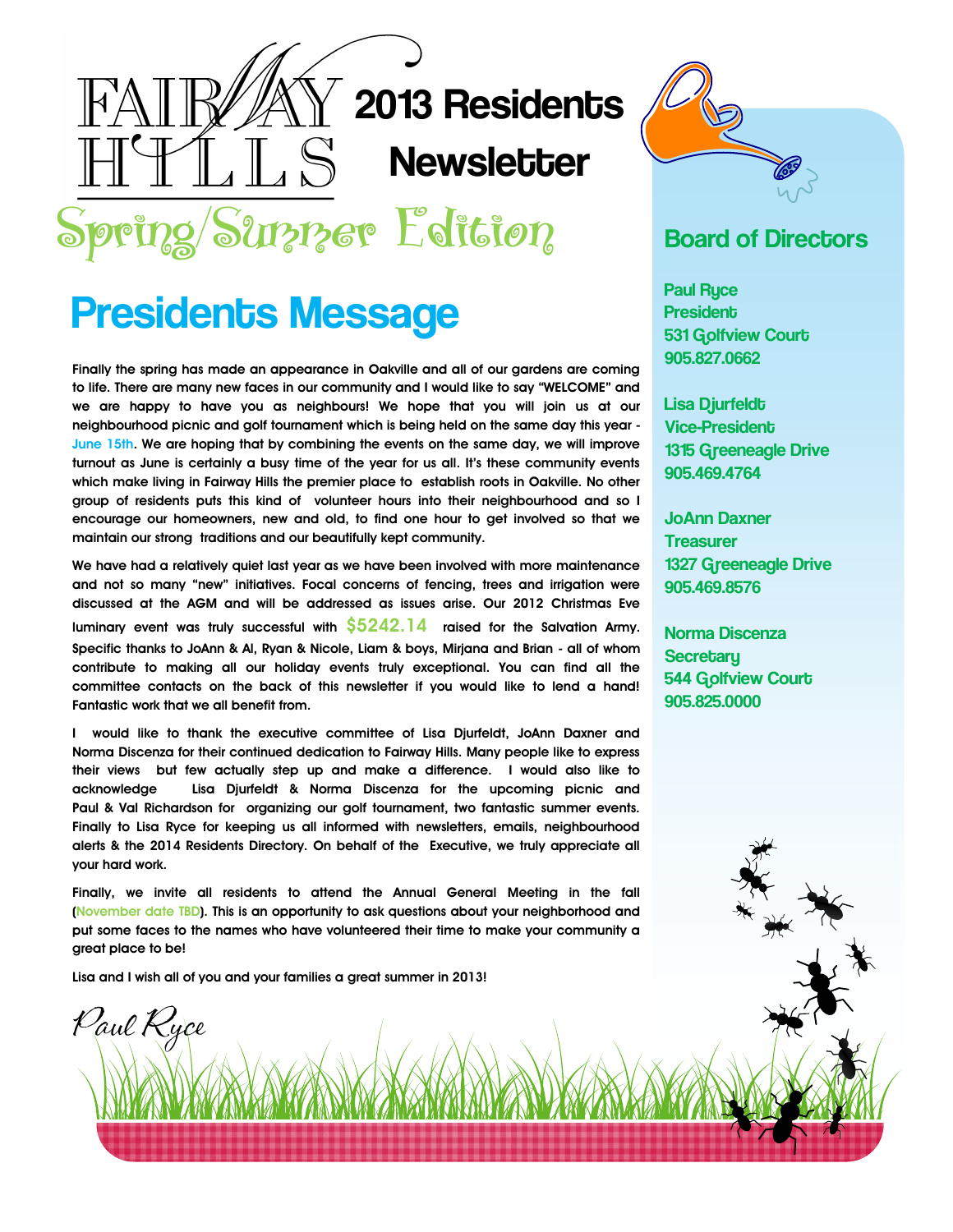# FAIRWAY HILLS 2013 Residents Newsletter

## Spring/Summer Edition

## Presidents Message

Finally the spring has made an appearance in Oakville and all of our gardens are coming to life. There are many new faces in our community and I would like to say "WELCOME" and we are happy to have you as neighbours! We hope that you will join us at our neighbourhood picnic and golf tournament which is being held on the same day this year - June 15th. We are hoping that by combining the events on the same day, we will improve turnout as June is certainly a busy time of the year for us all. It's these community events which make living in Fairway Hills the premier place to establish roots in Oakville. No other group of residents puts this kind of volunteer hours into their neighbourhood and so I encourage our homeowners, new and old, to find one hour to get involved so that we maintain our strong traditions and our beautifully kept community.

We have had a relatively quiet last year as we have been involved with more maintenance and not so many "new" initiatives. Focal concerns of fencing, trees and irrigation were discussed at the AGM and will be addressed as issues arise. Our 2012 Christmas Eve luminary event was truly successful with $5242.14 raised for the Salvation Army. Specific thanks to JoAnn & Al, Ryan & Nicole, Liam & boys, Mirjana and Brian - all of whom contribute to making all our holiday events truly exceptional. You can find all the committee contacts on the back of this newsletter if you would like to lend a hand! Fantastic work that we all benefit from.

I would like to thank the executive committee of Lisa Djurfeldt, JoAnn Daxner and Norma Discenza for their continued dedication to Fairway Hills. Many people like to express their views but few actually step up and make a difference. I would also like to acknowledge Lisa Djurfeldt & Norma Discenza for the upcoming picnic and Paul & Val Richardson for organizing our golf tournament, two fantastic summer events. Finally to Lisa Ryce for keeping us all informed with newsletters, emails, neighbourhood alerts & the 2014 Residents Directory. On behalf of the Executive, we truly appreciate all your hard work.

Finally, we invite all residents to attend the Annual General Meeting in the fall (November date TBD). This is an opportunity to ask questions about your neighborhood and put some faces to the names who have volunteered their time to make your community a great place to be!

Lisa and I wish all of you and your families a great summer in 2013!

*Paul Ryce*

## Board of Directors

**Paul Ryce**
President
531 Golfview Court
905.827.0662

**Lisa Djurfeldt**
Vice-President
1315 Greeneagle Drive
905.469.4764

**JoAnn Daxner**
Treasurer
1327 Greeneagle Drive
905.469.8576

**Norma Discenza**
Secretary
544 Golfview Court
905.825.0000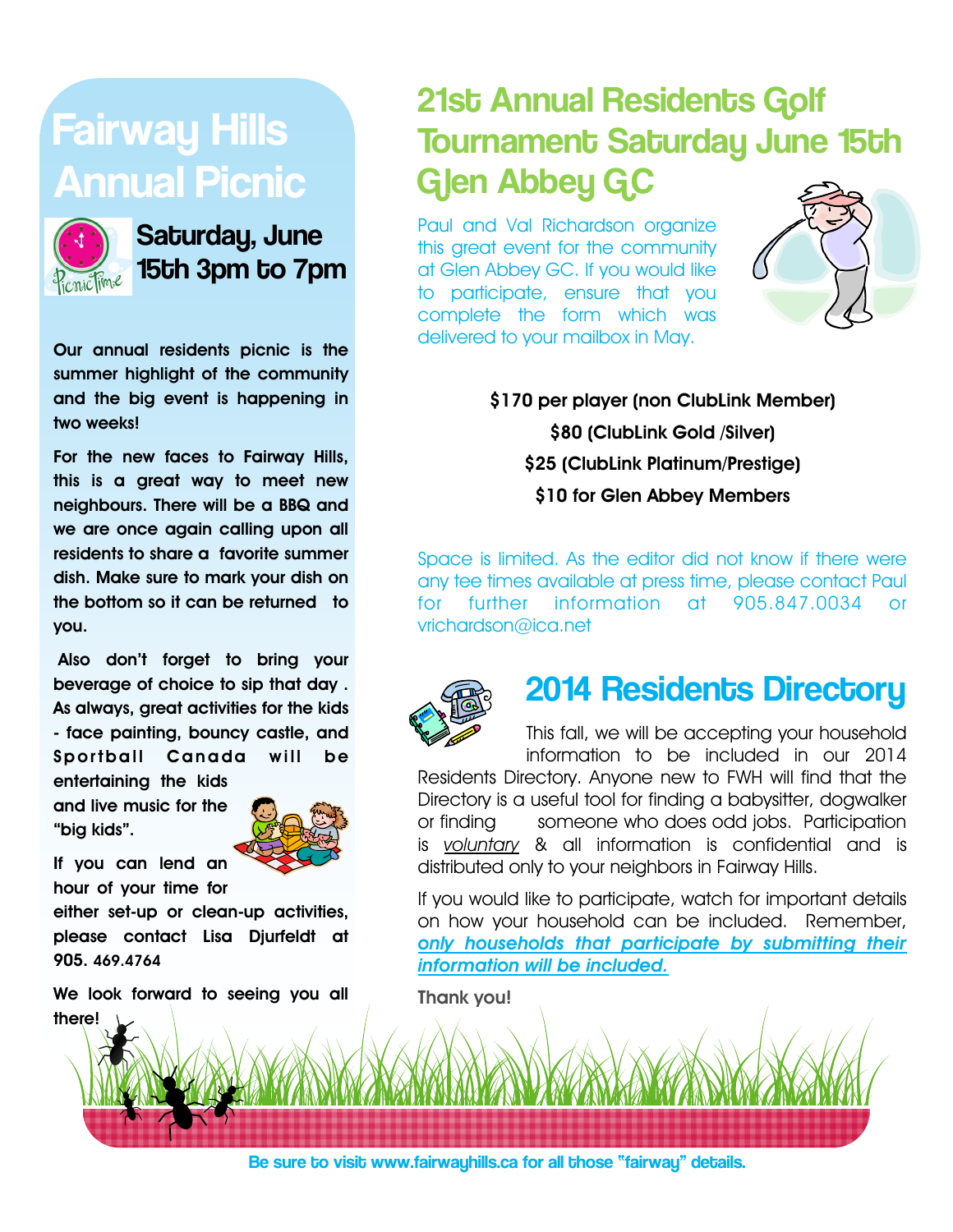# Fairway Hills Annual Picnic

## Saturday, June 15th 3pm to 7pm

**Our annual residents picnic is the summer highlight of the community and the big event is happening in two weeks!**

**For the new faces to Fairway Hills, this is a great way to meet new neighbours. There will be a BBQ and we are once again calling upon all residents to share a favorite summer dish. Make sure to mark your dish on the bottom so it can be returned to you.**

**Also don't forget to bring your beverage of choice to sip that day . As always, great activities for the kids - face painting, bouncy castle, and Sportball Canada will be entertaining the kids and live music for the "big kids".**

**If you can lend an hour of your time for either set-up or clean-up activities, please contact Lisa Djurfeldt at 905. 469.4764**

**We look forward to seeing you all there!**

# 21st Annual Residents Golf Tournament Saturday June 15th Glen Abbey GC

Paul and Val Richardson organize this great event for the community at Glen Abbey GC. If you would like to participate, ensure that you complete the form which was delivered to your mailbox in May.

**$170 per player (non ClubLink Member)**

**$80 (ClubLink Gold /Silver)**

**$25 (ClubLink Platinum/Prestige)**

**$10 for Glen Abbey Members**

Space is limited. As the editor did not know if there were any tee times available at press time, please contact Paul for further information at 905.847.0034 or vrichardson@ica.net

# 2014 Residents Directory

This fall, we will be accepting your household information to be included in our 2014 Residents Directory. Anyone new to FWH will find that the Directory is a useful tool for finding a babysitter, dogwalker or finding someone who does odd jobs. Participation is *voluntary* & all information is confidential and is distributed only to your neighbors in Fairway Hills.

If you would like to participate, watch for important details on how your household can be included. Remember, ***only households that participate by submitting their information will be included.***

**Thank you!**

**Be sure to visit www.fairwayhills.ca for all those "fairway" details.**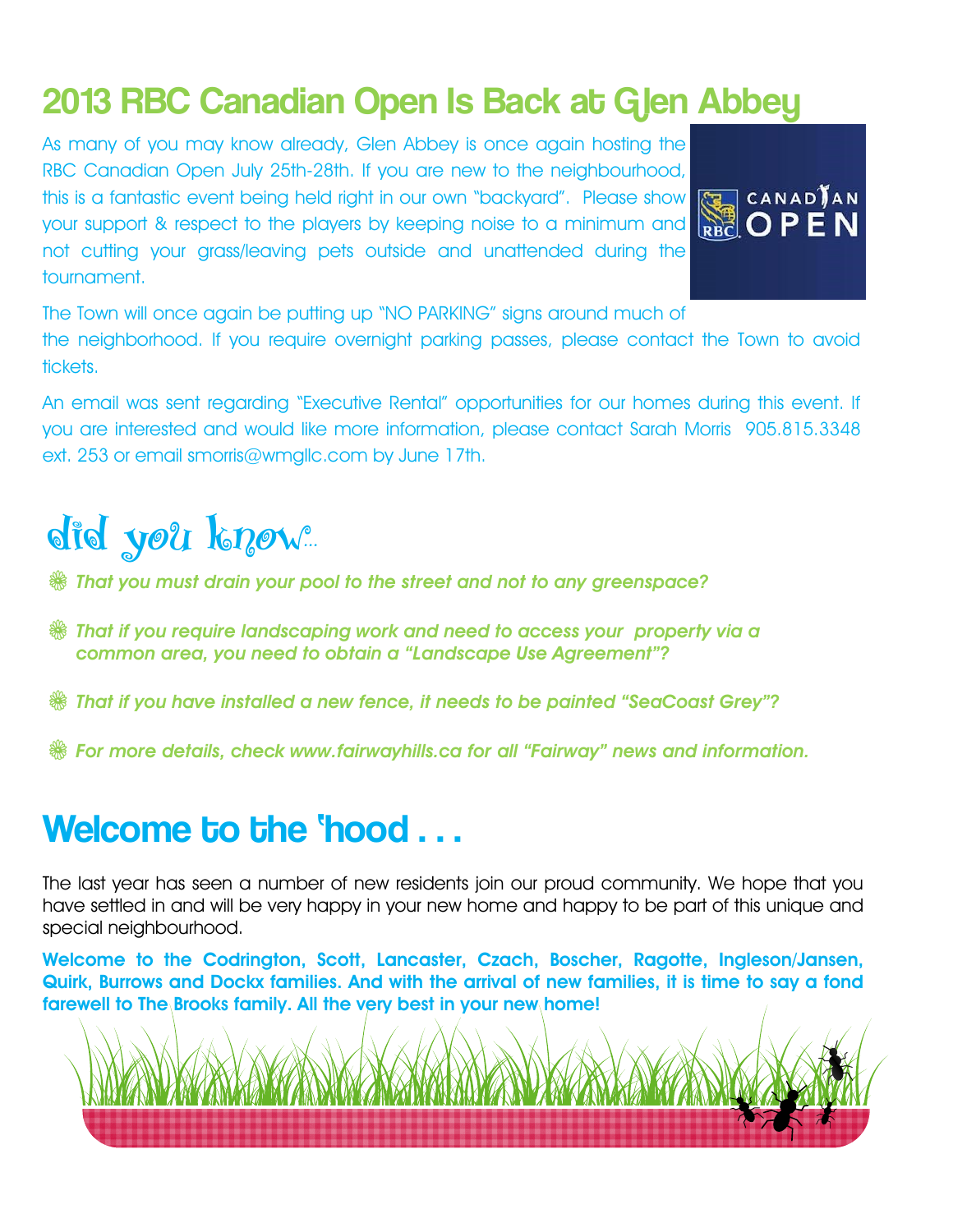## 2013 RBC Canadian Open Is Back at Glen Abbey

As many of you may know already, Glen Abbey is once again hosting the RBC Canadian Open July 25th-28th. If you are new to the neighbourhood, this is a fantastic event being held right in our own "backyard". Please show your support & respect to the players by keeping noise to a minimum and not cutting your grass/leaving pets outside and unattended during the tournament.

The Town will once again be putting up "NO PARKING" signs around much of the neighborhood. If you require overnight parking passes, please contact the Town to avoid tickets.

An email was sent regarding "Executive Rental" opportunities for our homes during this event. If you are interested and would like more information, please contact Sarah Morris 905.815.3348 ext. 253 or email smorris@wmgllc.com by June 17th.

## did you know...

- ***That you must drain your pool to the street and not to any greenspace?***
- ***That if you require landscaping work and need to access your property via a common area, you need to obtain a "Landscape Use Agreement"?***
- ***That if you have installed a new fence, it needs to be painted "SeaCoast Grey"?***
- ***For more details, check www.fairwayhills.ca for all "Fairway" news and information.***

## Welcome to the 'hood . . .

The last year has seen a number of new residents join our proud community. We hope that you have settled in and will be very happy in your new home and happy to be part of this unique and special neighbourhood.

**Welcome to the Codrington, Scott, Lancaster, Czach, Boscher, Ragotte, Ingleson/Jansen, Quirk, Burrows and Dockx families. And with the arrival of new families, it is time to say a fond farewell to The Brooks family. All the very best in your new home!**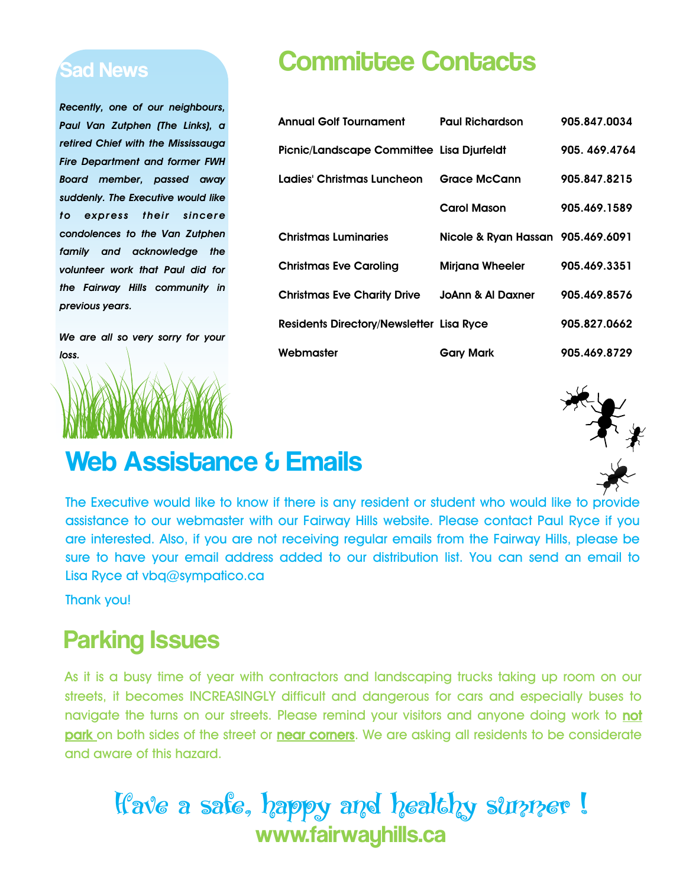## Sad News

*Recently, one of our neighbours, Paul Van Zutphen (The Links), a retired Chief with the Mississauga Fire Department and former FWH Board member, passed away suddenly. The Executive would like to express their sincere condolences to the Van Zutphen family and acknowledge the volunteer work that Paul did for the Fairway Hills community in previous years.*

*We are all so very sorry for your loss.*

# Committee Contacts

| | | |
|---|---|---|
| Annual Golf Tournament | Paul Richardson | 905.847.0034 |
| Picnic/Landscape Committee | Lisa Djurfeldt | 905. 469.4764 |
| Ladies' Christmas Luncheon | Grace McCann | 905.847.8215 |
| | Carol Mason | 905.469.1589 |
| Christmas Luminaries | Nicole & Ryan Hassan | 905.469.6091 |
| Christmas Eve Caroling | Mirjana Wheeler | 905.469.3351 |
| Christmas Eve Charity Drive | JoAnn & Al Daxner | 905.469.8576 |
| Residents Directory/Newsletter | Lisa Ryce | 905.827.0662 |
| Webmaster | Gary Mark | 905.469.8729 |

# Web Assistance & Emails

The Executive would like to know if there is any resident or student who would like to provide assistance to our webmaster with our Fairway Hills website. Please contact Paul Ryce if you are interested. Also, if you are not receiving regular emails from the Fairway Hills, please be sure to have your email address added to our distribution list. You can send an email to Lisa Ryce at vbq@sympatico.ca

Thank you!

# Parking Issues

As it is a busy time of year with contractors and landscaping trucks taking up room on our streets, it becomes INCREASINGLY difficult and dangerous for cars and especially buses to navigate the turns on our streets. Please remind your visitors and anyone doing work to **not park** on both sides of the street or **near corners**. We are asking all residents to be considerate and aware of this hazard.

## Have a safe, happy and healthy summer !

**www.fairwayhills.ca**